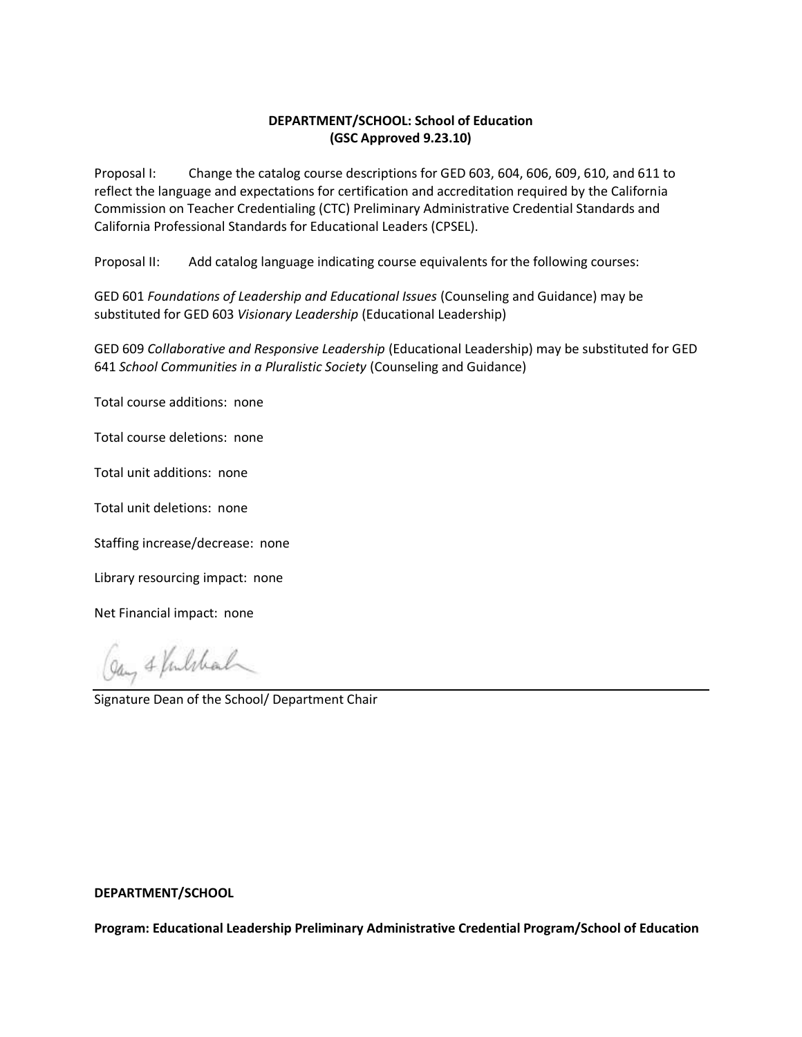**DEPARTMENT/SCHOOL: School of Education**
**(GSC Approved 9.23.10)**

Proposal I: Change the catalog course descriptions for GED 603, 604, 606, 609, 610, and 611 to reflect the language and expectations for certification and accreditation required by the California Commission on Teacher Credentialing (CTC) Preliminary Administrative Credential Standards and California Professional Standards for Educational Leaders (CPSEL).

Proposal II: Add catalog language indicating course equivalents for the following courses:

GED 601 *Foundations of Leadership and Educational Issues* (Counseling and Guidance) may be substituted for GED 603 *Visionary Leadership* (Educational Leadership)

GED 609 *Collaborative and Responsive Leadership* (Educational Leadership) may be substituted for GED 641 *School Communities in a Pluralistic Society* (Counseling and Guidance)

Total course additions: none

Total course deletions: none

Total unit additions: none

Total unit deletions: none

Staffing increase/decrease: none

Library resourcing impact: none

Net Financial impact: none

Signature Dean of the School/ Department Chair

**DEPARTMENT/SCHOOL**

**Program: Educational Leadership Preliminary Administrative Credential Program/School of Education**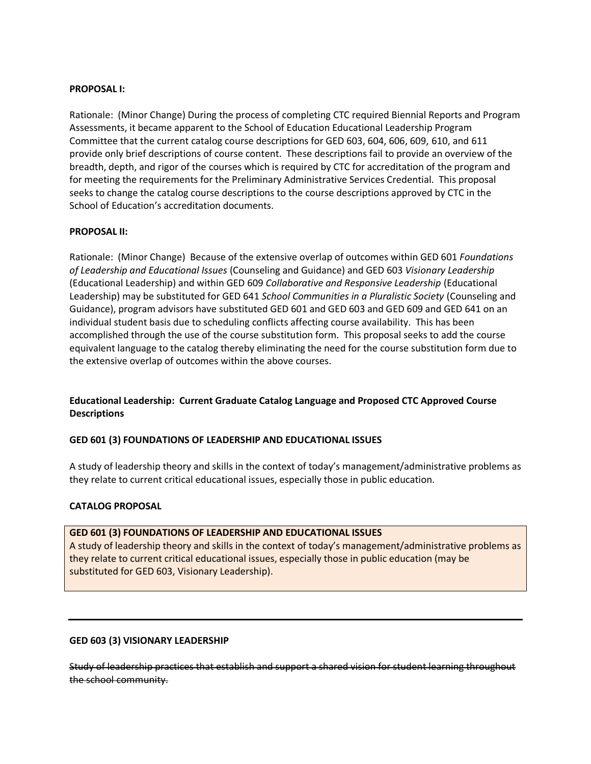**PROPOSAL I:**

Rationale: (Minor Change) During the process of completing CTC required Biennial Reports and Program Assessments, it became apparent to the School of Education Educational Leadership Program Committee that the current catalog course descriptions for GED 603, 604, 606, 609, 610, and 611 provide only brief descriptions of course content. These descriptions fail to provide an overview of the breadth, depth, and rigor of the courses which is required by CTC for accreditation of the program and for meeting the requirements for the Preliminary Administrative Services Credential. This proposal seeks to change the catalog course descriptions to the course descriptions approved by CTC in the School of Education's accreditation documents.

**PROPOSAL II:**

Rationale: (Minor Change) Because of the extensive overlap of outcomes within GED 601 *Foundations of Leadership and Educational Issues* (Counseling and Guidance) and GED 603 *Visionary Leadership* (Educational Leadership) and within GED 609 *Collaborative and Responsive Leadership* (Educational Leadership) may be substituted for GED 641 *School Communities in a Pluralistic Society* (Counseling and Guidance), program advisors have substituted GED 601 and GED 603 and GED 609 and GED 641 on an individual student basis due to scheduling conflicts affecting course availability. This has been accomplished through the use of the course substitution form. This proposal seeks to add the course equivalent language to the catalog thereby eliminating the need for the course substitution form due to the extensive overlap of outcomes within the above courses.

**Educational Leadership: Current Graduate Catalog Language and Proposed CTC Approved Course Descriptions**

**GED 601 (3) FOUNDATIONS OF LEADERSHIP AND EDUCATIONAL ISSUES**

A study of leadership theory and skills in the context of today's management/administrative problems as they relate to current critical educational issues, especially those in public education.

**CATALOG PROPOSAL**

**GED 601 (3) FOUNDATIONS OF LEADERSHIP AND EDUCATIONAL ISSUES**
A study of leadership theory and skills in the context of today's management/administrative problems as they relate to current critical educational issues, especially those in public education (may be substituted for GED 603, Visionary Leadership).

---

**GED 603 (3) VISIONARY LEADERSHIP**

~~Study of leadership practices that establish and support a shared vision for student learning throughout the school community.~~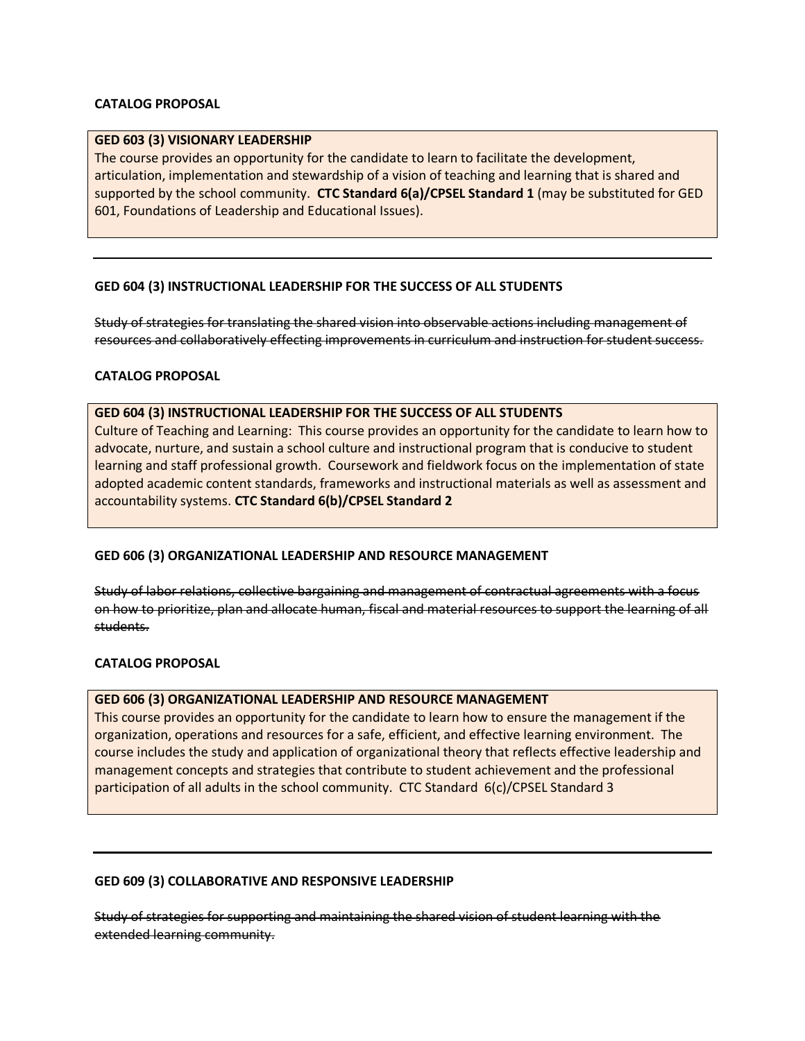**CATALOG PROPOSAL**

**GED 603 (3) VISIONARY LEADERSHIP**
The course provides an opportunity for the candidate to learn to facilitate the development, articulation, implementation and stewardship of a vision of teaching and learning that is shared and supported by the school community. **CTC Standard 6(a)/CPSEL Standard 1** (may be substituted for GED 601, Foundations of Leadership and Educational Issues).

---

**GED 604 (3) INSTRUCTIONAL LEADERSHIP FOR THE SUCCESS OF ALL STUDENTS**

~~Study of strategies for translating the shared vision into observable actions including management of resources and collaboratively effecting improvements in curriculum and instruction for student success.~~

**CATALOG PROPOSAL**

**GED 604 (3) INSTRUCTIONAL LEADERSHIP FOR THE SUCCESS OF ALL STUDENTS**
Culture of Teaching and Learning: This course provides an opportunity for the candidate to learn how to advocate, nurture, and sustain a school culture and instructional program that is conducive to student learning and staff professional growth. Coursework and fieldwork focus on the implementation of state adopted academic content standards, frameworks and instructional materials as well as assessment and accountability systems. **CTC Standard 6(b)/CPSEL Standard 2**

**GED 606 (3) ORGANIZATIONAL LEADERSHIP AND RESOURCE MANAGEMENT**

~~Study of labor relations, collective bargaining and management of contractual agreements with a focus on how to prioritize, plan and allocate human, fiscal and material resources to support the learning of all students.~~

**CATALOG PROPOSAL**

**GED 606 (3) ORGANIZATIONAL LEADERSHIP AND RESOURCE MANAGEMENT**
This course provides an opportunity for the candidate to learn how to ensure the management if the organization, operations and resources for a safe, efficient, and effective learning environment. The course includes the study and application of organizational theory that reflects effective leadership and management concepts and strategies that contribute to student achievement and the professional participation of all adults in the school community. CTC Standard 6(c)/CPSEL Standard 3

---

**GED 609 (3) COLLABORATIVE AND RESPONSIVE LEADERSHIP**

~~Study of strategies for supporting and maintaining the shared vision of student learning with the extended learning community.~~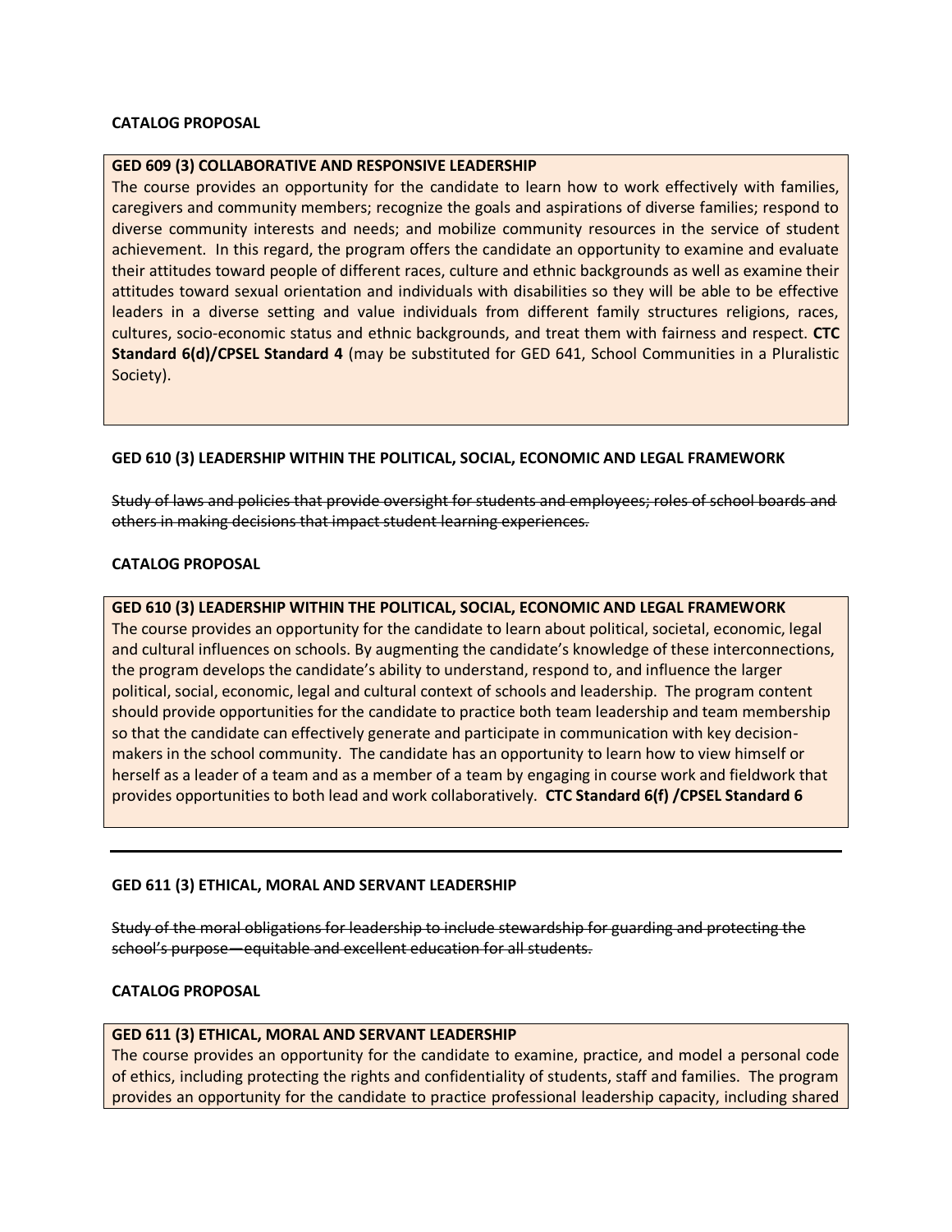**CATALOG PROPOSAL**

**GED 609 (3) COLLABORATIVE AND RESPONSIVE LEADERSHIP**
The course provides an opportunity for the candidate to learn how to work effectively with families, caregivers and community members; recognize the goals and aspirations of diverse families; respond to diverse community interests and needs; and mobilize community resources in the service of student achievement. In this regard, the program offers the candidate an opportunity to examine and evaluate their attitudes toward people of different races, culture and ethnic backgrounds as well as examine their attitudes toward sexual orientation and individuals with disabilities so they will be able to be effective leaders in a diverse setting and value individuals from different family structures religions, races, cultures, socio-economic status and ethnic backgrounds, and treat them with fairness and respect. **CTC Standard 6(d)/CPSEL Standard 4** (may be substituted for GED 641, School Communities in a Pluralistic Society).

**GED 610 (3) LEADERSHIP WITHIN THE POLITICAL, SOCIAL, ECONOMIC AND LEGAL FRAMEWORK**

~~Study of laws and policies that provide oversight for students and employees; roles of school boards and others in making decisions that impact student learning experiences.~~

**CATALOG PROPOSAL**

**GED 610 (3) LEADERSHIP WITHIN THE POLITICAL, SOCIAL, ECONOMIC AND LEGAL FRAMEWORK**
The course provides an opportunity for the candidate to learn about political, societal, economic, legal and cultural influences on schools. By augmenting the candidate's knowledge of these interconnections, the program develops the candidate's ability to understand, respond to, and influence the larger political, social, economic, legal and cultural context of schools and leadership. The program content should provide opportunities for the candidate to practice both team leadership and team membership so that the candidate can effectively generate and participate in communication with key decision-makers in the school community. The candidate has an opportunity to learn how to view himself or herself as a leader of a team and as a member of a team by engaging in course work and fieldwork that provides opportunities to both lead and work collaboratively. **CTC Standard 6(f) /CPSEL Standard 6**

---

**GED 611 (3) ETHICAL, MORAL AND SERVANT LEADERSHIP**

~~Study of the moral obligations for leadership to include stewardship for guarding and protecting the school's purpose—equitable and excellent education for all students.~~

**CATALOG PROPOSAL**

**GED 611 (3) ETHICAL, MORAL AND SERVANT LEADERSHIP**
The course provides an opportunity for the candidate to examine, practice, and model a personal code of ethics, including protecting the rights and confidentiality of students, staff and families. The program provides an opportunity for the candidate to practice professional leadership capacity, including shared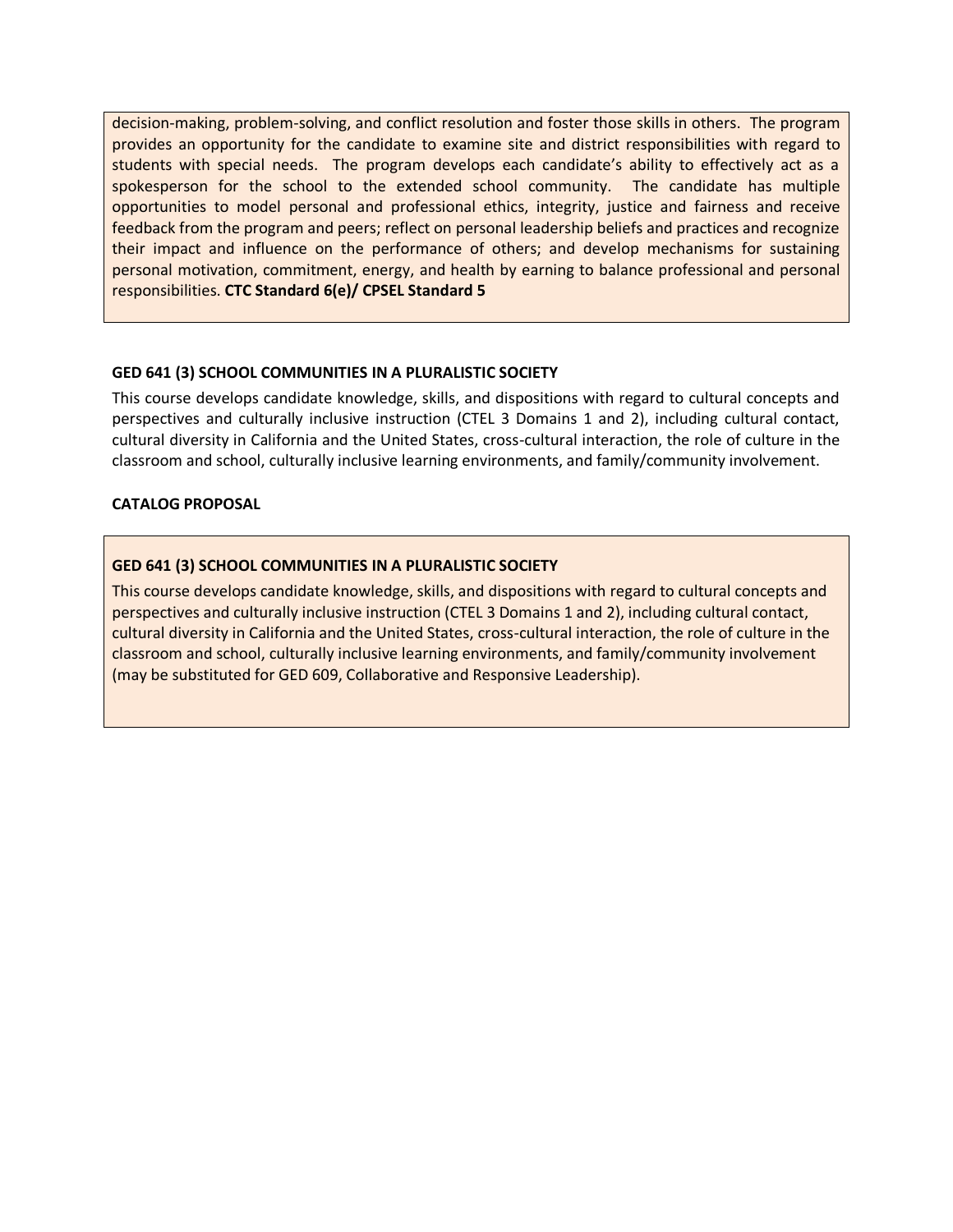decision-making, problem-solving, and conflict resolution and foster those skills in others. The program provides an opportunity for the candidate to examine site and district responsibilities with regard to students with special needs. The program develops each candidate's ability to effectively act as a spokesperson for the school to the extended school community. The candidate has multiple opportunities to model personal and professional ethics, integrity, justice and fairness and receive feedback from the program and peers; reflect on personal leadership beliefs and practices and recognize their impact and influence on the performance of others; and develop mechanisms for sustaining personal motivation, commitment, energy, and health by earning to balance professional and personal responsibilities. **CTC Standard 6(e)/ CPSEL Standard 5**

**GED 641 (3) SCHOOL COMMUNITIES IN A PLURALISTIC SOCIETY**

This course develops candidate knowledge, skills, and dispositions with regard to cultural concepts and perspectives and culturally inclusive instruction (CTEL 3 Domains 1 and 2), including cultural contact, cultural diversity in California and the United States, cross-cultural interaction, the role of culture in the classroom and school, culturally inclusive learning environments, and family/community involvement.

**CATALOG PROPOSAL**

**GED 641 (3) SCHOOL COMMUNITIES IN A PLURALISTIC SOCIETY**

This course develops candidate knowledge, skills, and dispositions with regard to cultural concepts and perspectives and culturally inclusive instruction (CTEL 3 Domains 1 and 2), including cultural contact, cultural diversity in California and the United States, cross-cultural interaction, the role of culture in the classroom and school, culturally inclusive learning environments, and family/community involvement (may be substituted for GED 609, Collaborative and Responsive Leadership).